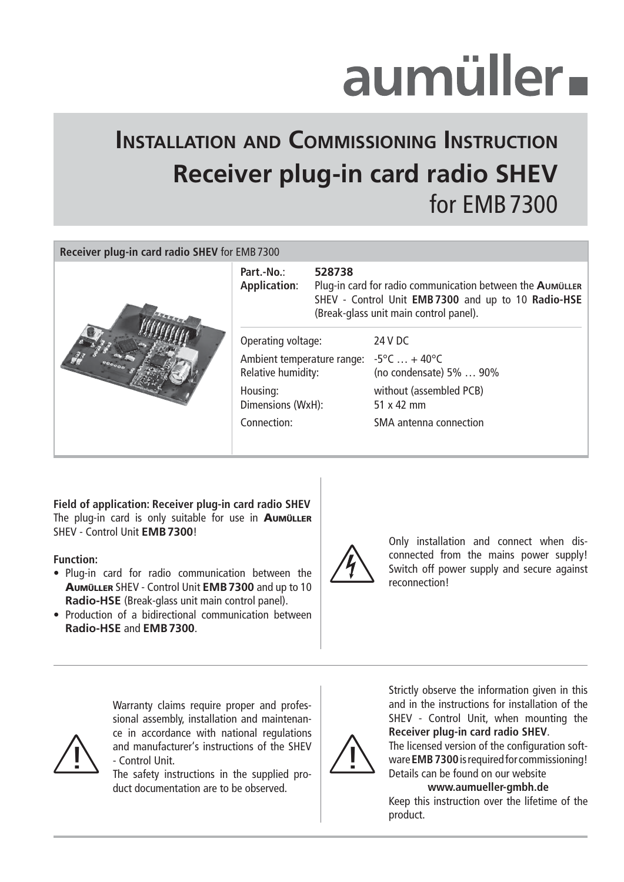aumüller

# Installation and Commissioning Instruction

## Receiver plug-in card radio SHEV

for EMB 7300

**Receiver plug-in card radio SHEV** for EMB 7300

**Part.-No.**: **528738**

**Application**: Plug-in card for radio communication between the Aumüller SHEV - Control Unit **EMB 7300** and up to 10 **Radio-HSE** (Break-glass unit main control panel).

| | |
|---|---|
| Operating voltage: | 24 V DC |
| Ambient temperature range: | -5°C … + 40°C |
| Relative humidity: | (no condensate) 5% … 90% |
| Housing: | without (assembled PCB) |
| Dimensions (WxH): | 51 x 42 mm |
| Connection: | SMA antenna connection |

**Field of application: Receiver plug-in card radio SHEV**
The plug-in card is only suitable for use in Aumüller SHEV - Control Unit **EMB 7300**!

**Function:**

- Plug-in card for radio communication between the Aumüller SHEV - Control Unit **EMB 7300** and up to 10 **Radio-HSE** (Break-glass unit main control panel).
- Production of a bidirectional communication between **Radio-HSE** and **EMB 7300**.

Only installation and connect when disconnected from the mains power supply! Switch off power supply and secure against reconnection!

Warranty claims require proper and professional assembly, installation and maintenance in accordance with national regulations and manufacturer's instructions of the SHEV - Control Unit.
The safety instructions in the supplied product documentation are to be observed.

Strictly observe the information given in this and in the instructions for installation of the SHEV - Control Unit, when mounting the **Receiver plug-in card radio SHEV**.
The licensed version of the configuration software **EMB 7300** is required for commissioning! Details can be found on our website
**www.aumueller-gmbh.de**
Keep this instruction over the lifetime of the product.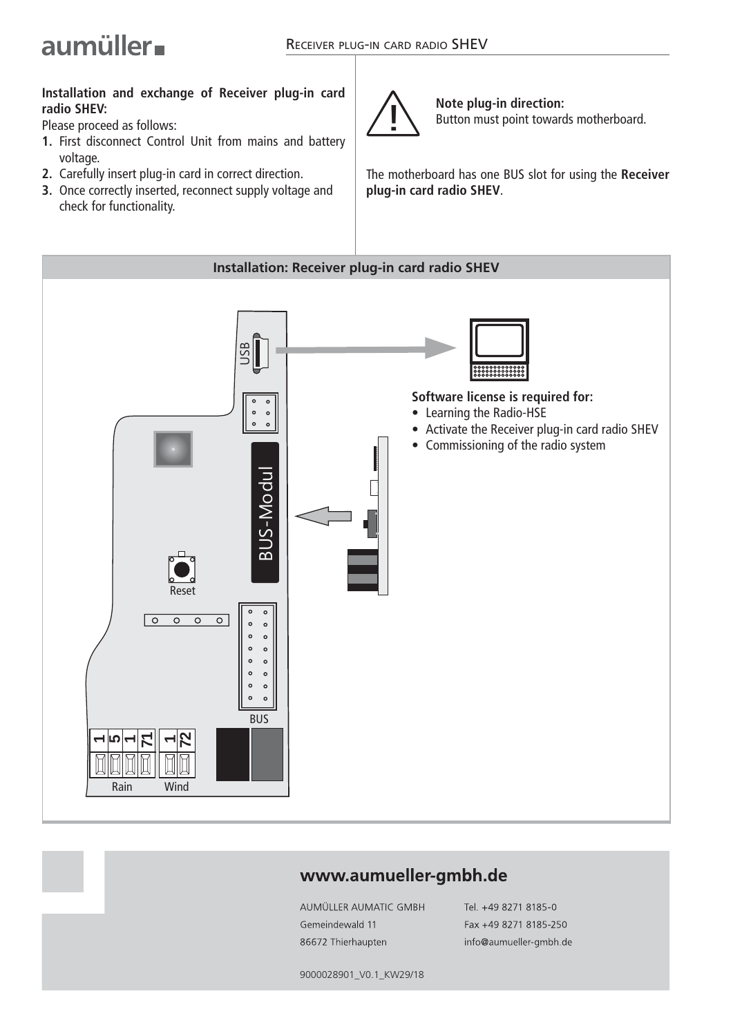**Installation and exchange of Receiver plug-in card radio SHEV:**

Please proceed as follows:

1. First disconnect Control Unit from mains and battery voltage.
2. Carefully insert plug-in card in correct direction.
3. Once correctly inserted, reconnect supply voltage and check for functionality.

**Note plug-in direction:**
Button must point towards motherboard.

The motherboard has one BUS slot for using the **Receiver plug-in card radio SHEV**.

## Installation: Receiver plug-in card radio SHEV

USB

BUS-Modul

Reset

BUS

1 5 1 71 1 72

Rain Wind

**Software license is required for:**

- Learning the Radio-HSE
- Activate the Receiver plug-in card radio SHEV
- Commissioning of the radio system

## www.aumueller-gmbh.de

AUMÜLLER AUMATIC GMBH
Gemeindewald 11
86672 Thierhaupten

Tel. +49 8271 8185-0
Fax +49 8271 8185-250
info@aumueller-gmbh.de

9000028901_V0.1_KW29/18